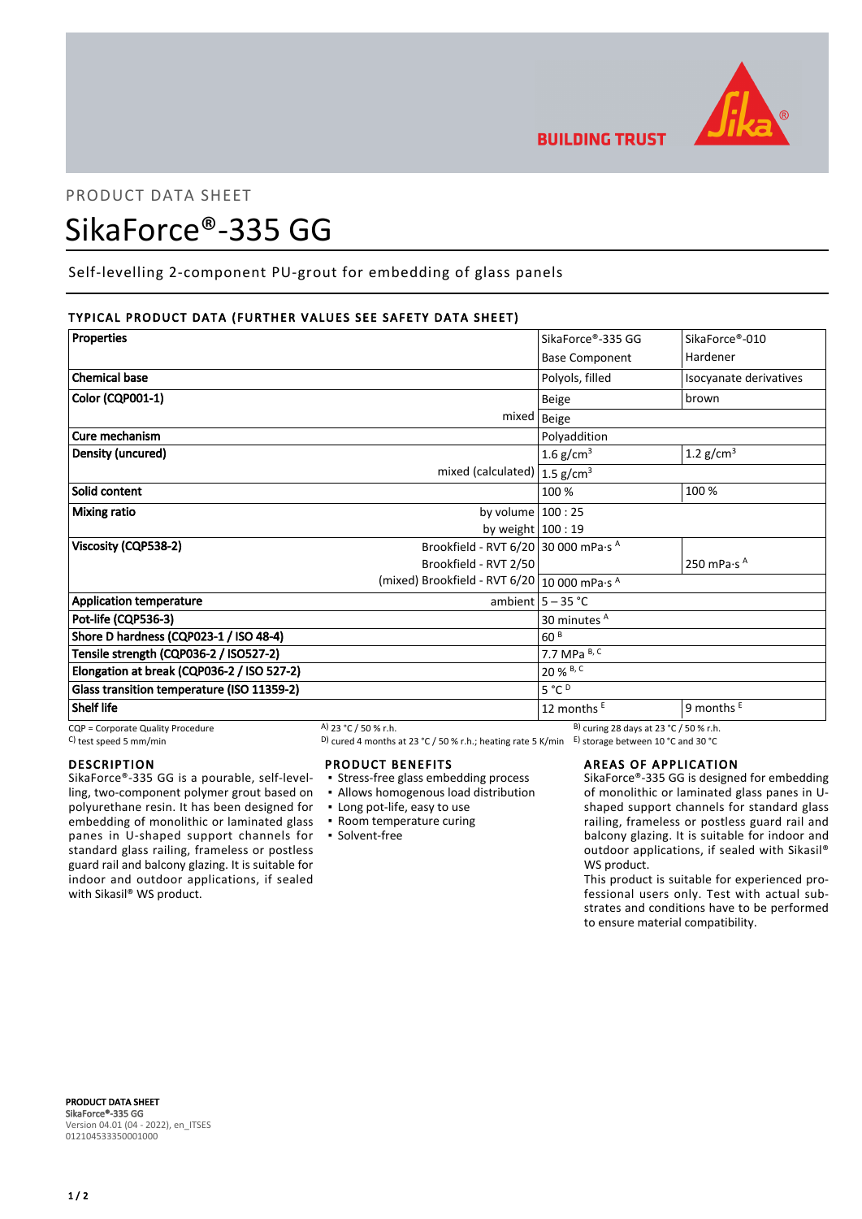PRODUCT DATA SHEET

# SikaForce®-335 GG

Self-levelling 2-component PU-grout for embedding of glass panels

## TYPICAL PRODUCT DATA (FURTHER VALUES SEE SAFETY DATA SHEET)

| Properties | | SikaForce®-335 GG Base Component | SikaForce®-010 Hardener |
|---|---|---|---|
| Chemical base | | Polyols, filled | Isocyanate derivatives |
| Color (CQP001-1) | | Beige | brown |
| | mixed | Beige | |
| Cure mechanism | | Polyaddition | |
| Density (uncured) | | 1.6 g/cm³ | 1.2 g/cm³ |
| | mixed (calculated) | 1.5 g/cm³ | |
| Solid content | | 100 % | 100 % |
| Mixing ratio | by volume | 100 : 25 | |
| | by weight | 100 : 19 | |
| Viscosity (CQP538-2) | Brookfield - RVT 6/20 | 30 000 mPa·s [A] | |
| | Brookfield - RVT 2/50 | | 250 mPa·s [A] |
| | (mixed) Brookfield - RVT 6/20 | 10 000 mPa·s [A] | |
| Application temperature | ambient | 5 – 35 °C | |
| Pot-life (CQP536-3) | | 30 minutes [A] | |
| Shore D hardness (CQP023-1 / ISO 48-4) | | 60 [B] | |
| Tensile strength (CQP036-2 / ISO527-2) | | 7.7 MPa [B, C] | |
| Elongation at break (CQP036-2 / ISO 527-2) | | 20 % [B, C] | |
| Glass transition temperature (ISO 11359-2) | | 5 °C [D] | |
| Shelf life | | 12 months [E] | 9 months [E] |

CQP = Corporate Quality Procedure
[A] 23 °C / 50 % r.h.
[B] curing 28 days at 23 °C / 50 % r.h.
[C] test speed 5 mm/min
[D] cured 4 months at 23 °C / 50 % r.h.; heating rate 5 K/min
[E] storage between 10 °C and 30 °C

## DESCRIPTION

SikaForce®-335 GG is a pourable, self-levelling, two-component polymer grout based on polyurethane resin. It has been designed for embedding of monolithic or laminated glass panes in U-shaped support channels for standard glass railing, frameless or postless guard rail and balcony glazing. It is suitable for indoor and outdoor applications, if sealed with Sikasil® WS product.

## PRODUCT BENEFITS

- Stress-free glass embedding process
- Allows homogenous load distribution
- Long pot-life, easy to use
- Room temperature curing
- Solvent-free

## AREAS OF APPLICATION

SikaForce®-335 GG is designed for embedding of monolithic or laminated glass panes in U-shaped support channels for standard glass railing, frameless or postless guard rail and balcony glazing. It is suitable for indoor and outdoor applications, if sealed with Sikasil® WS product.

This product is suitable for experienced professional users only. Test with actual substrates and conditions have to be performed to ensure material compatibility.

**PRODUCT DATA SHEET**
**SikaForce®-335 GG**
Version 04.01 (04 - 2022), en_ITSES
012104533350001000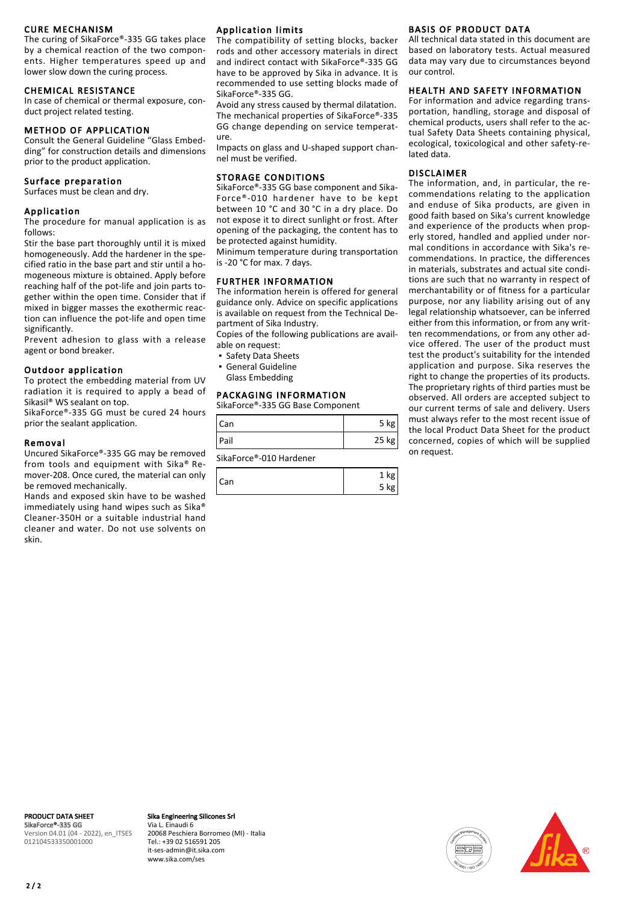## CURE MECHANISM

The curing of SikaForce®-335 GG takes place by a chemical reaction of the two components. Higher temperatures speed up and lower slow down the curing process.

## CHEMICAL RESISTANCE

In case of chemical or thermal exposure, conduct project related testing.

## METHOD OF APPLICATION

Consult the General Guideline "Glass Embedding" for construction details and dimensions prior to the product application.

### Surface preparation

Surfaces must be clean and dry.

### Application

The procedure for manual application is as follows:

Stir the base part thoroughly until it is mixed homogeneously. Add the hardener in the specified ratio in the base part and stir until a homogeneous mixture is obtained. Apply before reaching half of the pot-life and join parts together within the open time. Consider that if mixed in bigger masses the exothermic reaction can influence the pot-life and open time significantly.

Prevent adhesion to glass with a release agent or bond breaker.

### Outdoor application

To protect the embedding material from UV radiation it is required to apply a bead of Sikasil® WS sealant on top.

SikaForce®-335 GG must be cured 24 hours prior the sealant application.

### Removal

Uncured SikaForce®-335 GG may be removed from tools and equipment with Sika® Remover-208. Once cured, the material can only be removed mechanically.

Hands and exposed skin have to be washed immediately using hand wipes such as Sika® Cleaner-350H or a suitable industrial hand cleaner and water. Do not use solvents on skin.

### Application limits

The compatibility of setting blocks, backer rods and other accessory materials in direct and indirect contact with SikaForce®-335 GG have to be approved by Sika in advance. It is recommended to use setting blocks made of SikaForce®-335 GG.

Avoid any stress caused by thermal dilatation. The mechanical properties of SikaForce®-335 GG change depending on service temperature.

Impacts on glass and U-shaped support channel must be verified.

## STORAGE CONDITIONS

SikaForce®-335 GG base component and SikaForce®-010 hardener have to be kept between 10 °C and 30 °C in a dry place. Do not expose it to direct sunlight or frost. After opening of the packaging, the content has to be protected against humidity.

Minimum temperature during transportation is -20 °C for max. 7 days.

## FURTHER INFORMATION

The information herein is offered for general guidance only. Advice on specific applications is available on request from the Technical Department of Sika Industry.

Copies of the following publications are available on request:

- Safety Data Sheets
- General Guideline Glass Embedding

## PACKAGING INFORMATION

SikaForce®-335 GG Base Component

| | |
|---|---|
| Can | 5 kg |
| Pail | 25 kg |

SikaForce®-010 Hardener

| | |
|---|---|
| Can | 1 kg<br>5 kg |

## BASIS OF PRODUCT DATA

All technical data stated in this document are based on laboratory tests. Actual measured data may vary due to circumstances beyond our control.

## HEALTH AND SAFETY INFORMATION

For information and advice regarding transportation, handling, storage and disposal of chemical products, users shall refer to the actual Safety Data Sheets containing physical, ecological, toxicological and other safety-related data.

## DISCLAIMER

The information, and, in particular, the recommendations relating to the application and enduse of Sika products, are given in good faith based on Sika's current knowledge and experience of the products when properly stored, handled and applied under normal conditions in accordance with Sika's recommendations. In practice, the differences in materials, substrates and actual site conditions are such that no warranty in respect of merchantability or of fitness for a particular purpose, nor any liability arising out of any legal relationship whatsoever, can be inferred either from this information, or from any written recommendations, or from any other advice offered. The user of the product must test the product's suitability for the intended application and purpose. Sika reserves the right to change the properties of its products. The proprietary rights of third parties must be observed. All orders are accepted subject to our current terms of sale and delivery. Users must always refer to the most recent issue of the local Product Data Sheet for the product concerned, copies of which will be supplied on request.

**PRODUCT DATA SHEET**
**SikaForce®-335 GG**
Version 04.01 (04 - 2022), en_ITSES
012104533350001000

**Sika Engineering Silicones Srl**
Via L. Einaudi 6
20068 Peschiera Borromeo (MI) - Italia
Tel.: +39 02 516591 205
it-ses-admin@it.sika.com
www.sika.com/ses